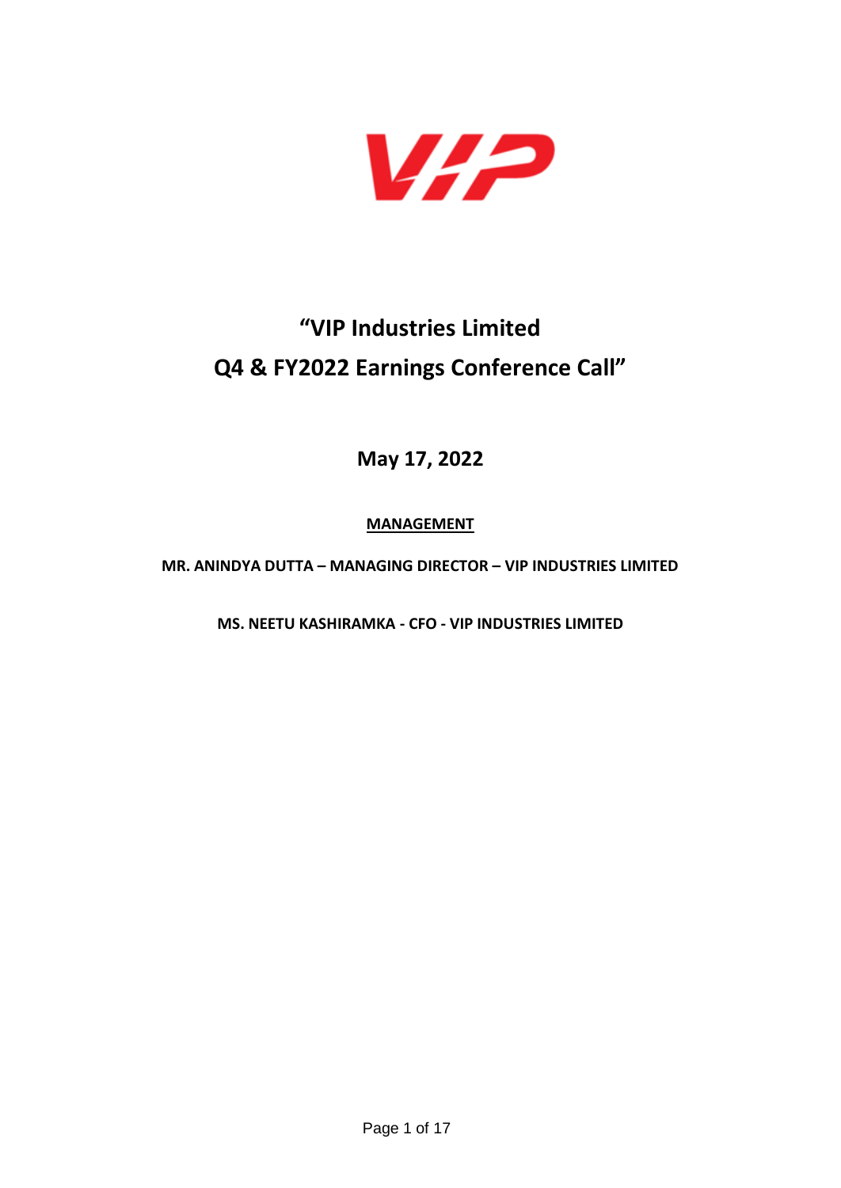# "VIP Industries Limited Q4 & FY2022 Earnings Conference Call"

**May 17, 2022**

**MANAGEMENT**

**MR. ANINDYA DUTTA – MANAGING DIRECTOR – VIP INDUSTRIES LIMITED**

**MS. NEETU KASHIRAMKA - CFO - VIP INDUSTRIES LIMITED**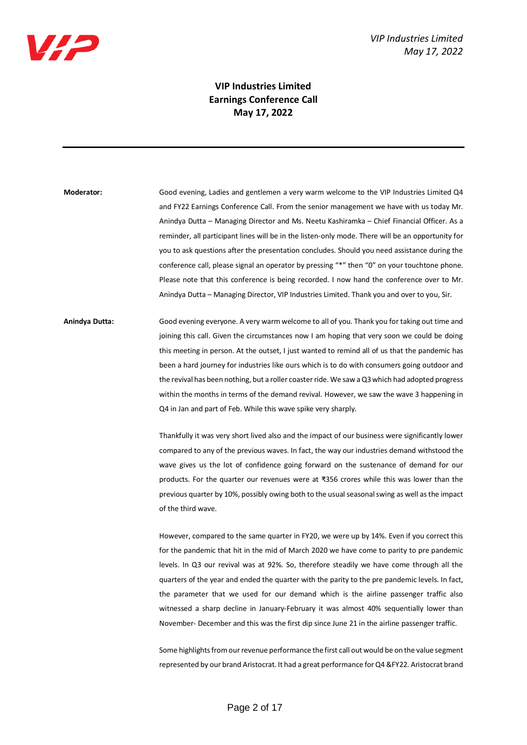# VIP Industries Limited
# Earnings Conference Call
# May 17, 2022

---

**Moderator:** Good evening, Ladies and gentlemen a very warm welcome to the VIP Industries Limited Q4 and FY22 Earnings Conference Call. From the senior management we have with us today Mr. Anindya Dutta – Managing Director and Ms. Neetu Kashiramka – Chief Financial Officer. As a reminder, all participant lines will be in the listen-only mode. There will be an opportunity for you to ask questions after the presentation concludes. Should you need assistance during the conference call, please signal an operator by pressing "*" then "0" on your touchtone phone. Please note that this conference is being recorded. I now hand the conference over to Mr. Anindya Dutta – Managing Director, VIP Industries Limited. Thank you and over to you, Sir.

**Anindya Dutta:** Good evening everyone. A very warm welcome to all of you. Thank you for taking out time and joining this call. Given the circumstances now I am hoping that very soon we could be doing this meeting in person. At the outset, I just wanted to remind all of us that the pandemic has been a hard journey for industries like ours which is to do with consumers going outdoor and the revival has been nothing, but a roller coaster ride. We saw a Q3 which had adopted progress within the months in terms of the demand revival. However, we saw the wave 3 happening in Q4 in Jan and part of Feb. While this wave spike very sharply.

Thankfully it was very short lived also and the impact of our business were significantly lower compared to any of the previous waves. In fact, the way our industries demand withstood the wave gives us the lot of confidence going forward on the sustenance of demand for our products. For the quarter our revenues were at ₹356 crores while this was lower than the previous quarter by 10%, possibly owing both to the usual seasonal swing as well as the impact of the third wave.

However, compared to the same quarter in FY20, we were up by 14%. Even if you correct this for the pandemic that hit in the mid of March 2020 we have come to parity to pre pandemic levels. In Q3 our revival was at 92%. So, therefore steadily we have come through all the quarters of the year and ended the quarter with the parity to the pre pandemic levels. In fact, the parameter that we used for our demand which is the airline passenger traffic also witnessed a sharp decline in January-February it was almost 40% sequentially lower than November- December and this was the first dip since June 21 in the airline passenger traffic.

Some highlights from our revenue performance the first call out would be on the value segment represented by our brand Aristocrat. It had a great performance for Q4 &FY22. Aristocrat brand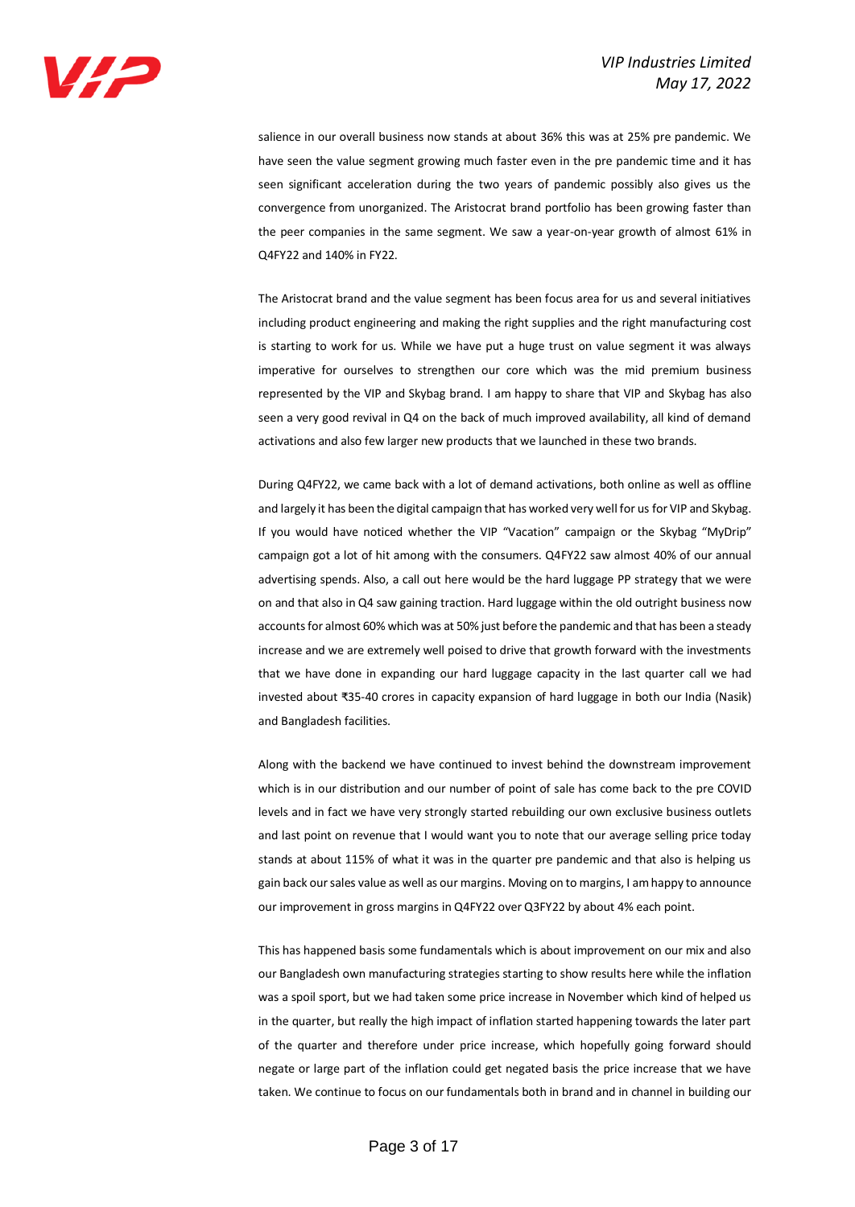salience in our overall business now stands at about 36% this was at 25% pre pandemic. We have seen the value segment growing much faster even in the pre pandemic time and it has seen significant acceleration during the two years of pandemic possibly also gives us the convergence from unorganized. The Aristocrat brand portfolio has been growing faster than the peer companies in the same segment. We saw a year-on-year growth of almost 61% in Q4FY22 and 140% in FY22.

The Aristocrat brand and the value segment has been focus area for us and several initiatives including product engineering and making the right supplies and the right manufacturing cost is starting to work for us. While we have put a huge trust on value segment it was always imperative for ourselves to strengthen our core which was the mid premium business represented by the VIP and Skybag brand. I am happy to share that VIP and Skybag has also seen a very good revival in Q4 on the back of much improved availability, all kind of demand activations and also few larger new products that we launched in these two brands.

During Q4FY22, we came back with a lot of demand activations, both online as well as offline and largely it has been the digital campaign that has worked very well for us for VIP and Skybag. If you would have noticed whether the VIP "Vacation" campaign or the Skybag "MyDrip" campaign got a lot of hit among with the consumers. Q4FY22 saw almost 40% of our annual advertising spends. Also, a call out here would be the hard luggage PP strategy that we were on and that also in Q4 saw gaining traction. Hard luggage within the old outright business now accounts for almost 60% which was at 50% just before the pandemic and that has been a steady increase and we are extremely well poised to drive that growth forward with the investments that we have done in expanding our hard luggage capacity in the last quarter call we had invested about ₹35-40 crores in capacity expansion of hard luggage in both our India (Nasik) and Bangladesh facilities.

Along with the backend we have continued to invest behind the downstream improvement which is in our distribution and our number of point of sale has come back to the pre COVID levels and in fact we have very strongly started rebuilding our own exclusive business outlets and last point on revenue that I would want you to note that our average selling price today stands at about 115% of what it was in the quarter pre pandemic and that also is helping us gain back our sales value as well as our margins. Moving on to margins, I am happy to announce our improvement in gross margins in Q4FY22 over Q3FY22 by about 4% each point.

This has happened basis some fundamentals which is about improvement on our mix and also our Bangladesh own manufacturing strategies starting to show results here while the inflation was a spoil sport, but we had taken some price increase in November which kind of helped us in the quarter, but really the high impact of inflation started happening towards the later part of the quarter and therefore under price increase, which hopefully going forward should negate or large part of the inflation could get negated basis the price increase that we have taken. We continue to focus on our fundamentals both in brand and in channel in building our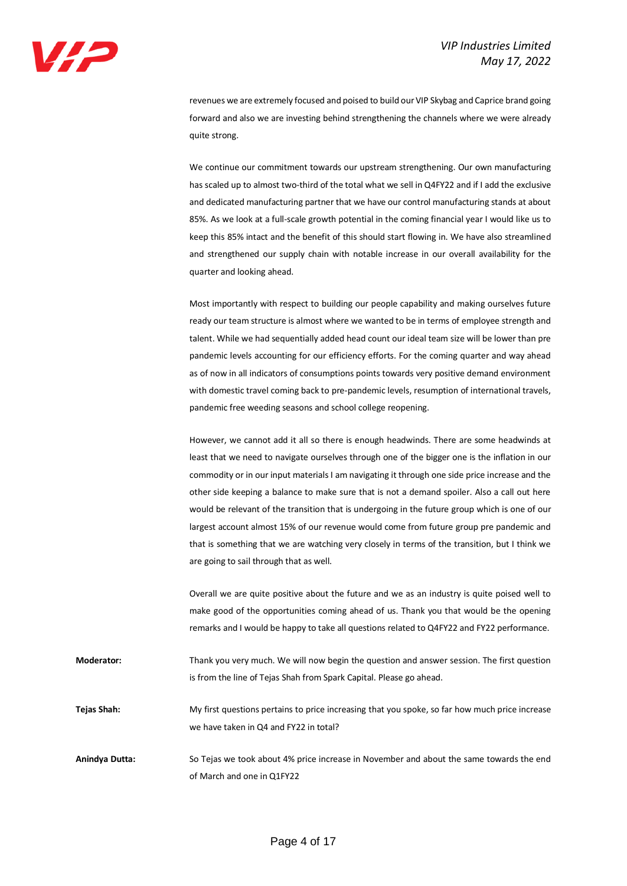revenues we are extremely focused and poised to build our VIP Skybag and Caprice brand going forward and also we are investing behind strengthening the channels where we were already quite strong.

We continue our commitment towards our upstream strengthening. Our own manufacturing has scaled up to almost two-third of the total what we sell in Q4FY22 and if I add the exclusive and dedicated manufacturing partner that we have our control manufacturing stands at about 85%. As we look at a full-scale growth potential in the coming financial year I would like us to keep this 85% intact and the benefit of this should start flowing in. We have also streamlined and strengthened our supply chain with notable increase in our overall availability for the quarter and looking ahead.

Most importantly with respect to building our people capability and making ourselves future ready our team structure is almost where we wanted to be in terms of employee strength and talent. While we had sequentially added head count our ideal team size will be lower than pre pandemic levels accounting for our efficiency efforts. For the coming quarter and way ahead as of now in all indicators of consumptions points towards very positive demand environment with domestic travel coming back to pre-pandemic levels, resumption of international travels, pandemic free weeding seasons and school college reopening.

However, we cannot add it all so there is enough headwinds. There are some headwinds at least that we need to navigate ourselves through one of the bigger one is the inflation in our commodity or in our input materials I am navigating it through one side price increase and the other side keeping a balance to make sure that is not a demand spoiler. Also a call out here would be relevant of the transition that is undergoing in the future group which is one of our largest account almost 15% of our revenue would come from future group pre pandemic and that is something that we are watching very closely in terms of the transition, but I think we are going to sail through that as well.

Overall we are quite positive about the future and we as an industry is quite poised well to make good of the opportunities coming ahead of us. Thank you that would be the opening remarks and I would be happy to take all questions related to Q4FY22 and FY22 performance.

**Moderator:** Thank you very much. We will now begin the question and answer session. The first question is from the line of Tejas Shah from Spark Capital. Please go ahead.

**Tejas Shah:** My first questions pertains to price increasing that you spoke, so far how much price increase we have taken in Q4 and FY22 in total?

**Anindya Dutta:** So Tejas we took about 4% price increase in November and about the same towards the end of March and one in Q1FY22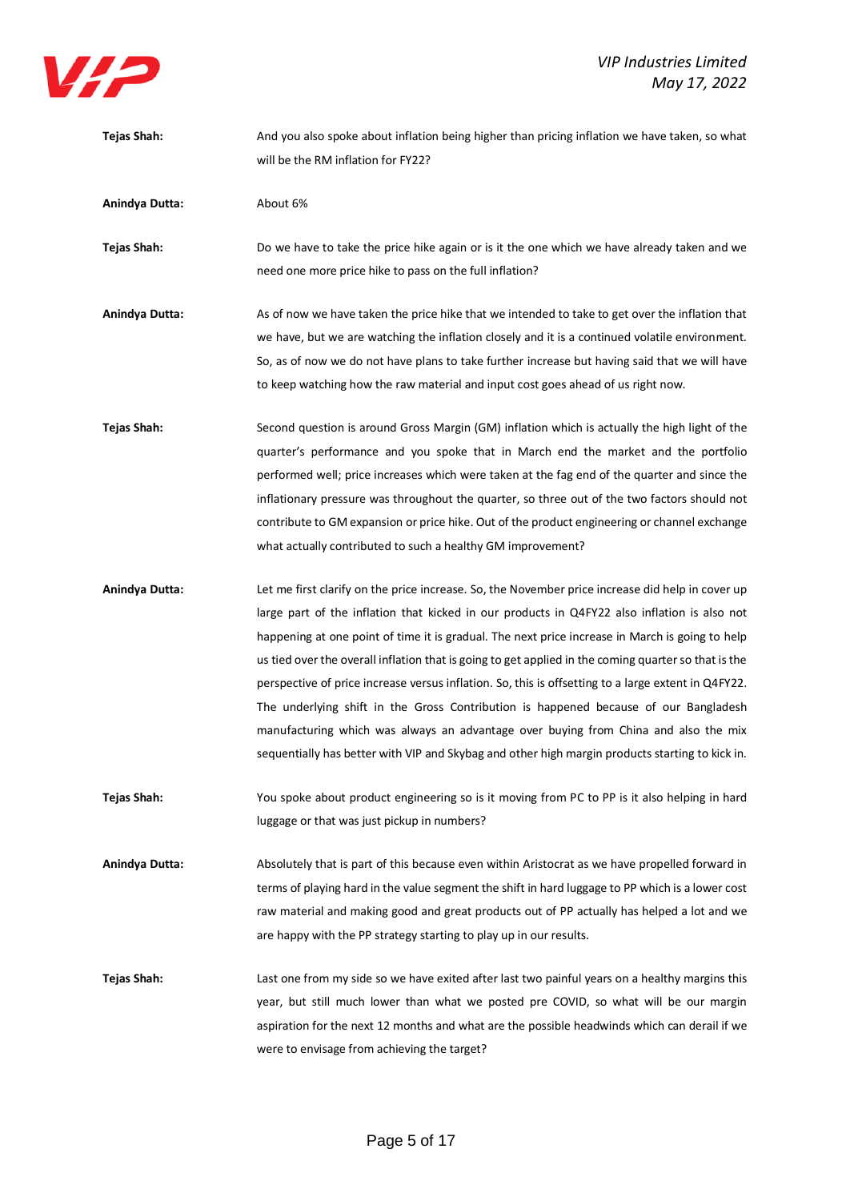**Tejas Shah:** And you also spoke about inflation being higher than pricing inflation we have taken, so what will be the RM inflation for FY22?

**Anindya Dutta:** About 6%

**Tejas Shah:** Do we have to take the price hike again or is it the one which we have already taken and we need one more price hike to pass on the full inflation?

**Anindya Dutta:** As of now we have taken the price hike that we intended to take to get over the inflation that we have, but we are watching the inflation closely and it is a continued volatile environment. So, as of now we do not have plans to take further increase but having said that we will have to keep watching how the raw material and input cost goes ahead of us right now.

**Tejas Shah:** Second question is around Gross Margin (GM) inflation which is actually the high light of the quarter's performance and you spoke that in March end the market and the portfolio performed well; price increases which were taken at the fag end of the quarter and since the inflationary pressure was throughout the quarter, so three out of the two factors should not contribute to GM expansion or price hike. Out of the product engineering or channel exchange what actually contributed to such a healthy GM improvement?

**Anindya Dutta:** Let me first clarify on the price increase. So, the November price increase did help in cover up large part of the inflation that kicked in our products in Q4FY22 also inflation is also not happening at one point of time it is gradual. The next price increase in March is going to help us tied over the overall inflation that is going to get applied in the coming quarter so that is the perspective of price increase versus inflation. So, this is offsetting to a large extent in Q4FY22. The underlying shift in the Gross Contribution is happened because of our Bangladesh manufacturing which was always an advantage over buying from China and also the mix sequentially has better with VIP and Skybag and other high margin products starting to kick in.

**Tejas Shah:** You spoke about product engineering so is it moving from PC to PP is it also helping in hard luggage or that was just pickup in numbers?

**Anindya Dutta:** Absolutely that is part of this because even within Aristocrat as we have propelled forward in terms of playing hard in the value segment the shift in hard luggage to PP which is a lower cost raw material and making good and great products out of PP actually has helped a lot and we are happy with the PP strategy starting to play up in our results.

**Tejas Shah:** Last one from my side so we have exited after last two painful years on a healthy margins this year, but still much lower than what we posted pre COVID, so what will be our margin aspiration for the next 12 months and what are the possible headwinds which can derail if we were to envisage from achieving the target?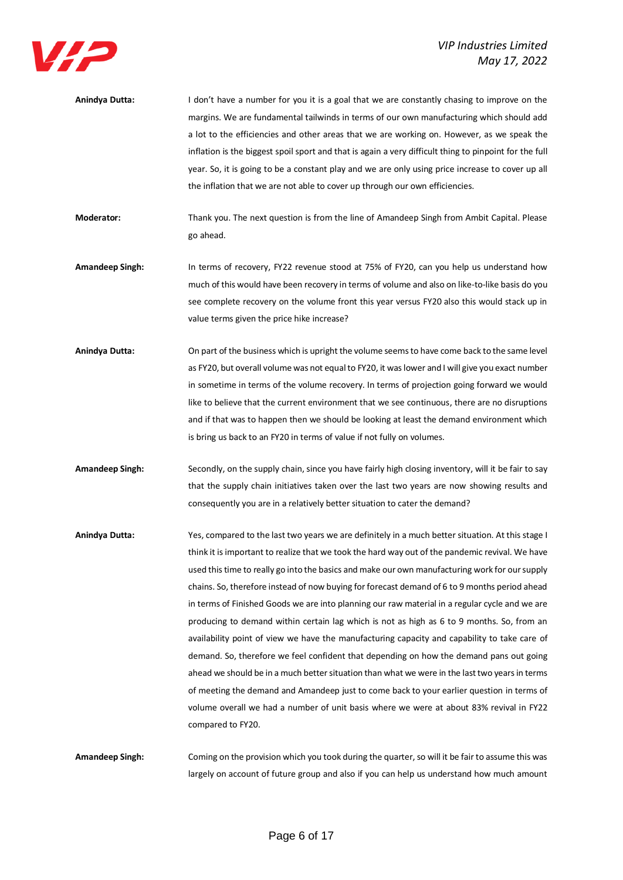**Anindya Dutta:** I don't have a number for you it is a goal that we are constantly chasing to improve on the margins. We are fundamental tailwinds in terms of our own manufacturing which should add a lot to the efficiencies and other areas that we are working on. However, as we speak the inflation is the biggest spoil sport and that is again a very difficult thing to pinpoint for the full year. So, it is going to be a constant play and we are only using price increase to cover up all the inflation that we are not able to cover up through our own efficiencies.

**Moderator:** Thank you. The next question is from the line of Amandeep Singh from Ambit Capital. Please go ahead.

**Amandeep Singh:** In terms of recovery, FY22 revenue stood at 75% of FY20, can you help us understand how much of this would have been recovery in terms of volume and also on like-to-like basis do you see complete recovery on the volume front this year versus FY20 also this would stack up in value terms given the price hike increase?

**Anindya Dutta:** On part of the business which is upright the volume seems to have come back to the same level as FY20, but overall volume was not equal to FY20, it was lower and I will give you exact number in sometime in terms of the volume recovery. In terms of projection going forward we would like to believe that the current environment that we see continuous, there are no disruptions and if that was to happen then we should be looking at least the demand environment which is bring us back to an FY20 in terms of value if not fully on volumes.

**Amandeep Singh:** Secondly, on the supply chain, since you have fairly high closing inventory, will it be fair to say that the supply chain initiatives taken over the last two years are now showing results and consequently you are in a relatively better situation to cater the demand?

**Anindya Dutta:** Yes, compared to the last two years we are definitely in a much better situation. At this stage I think it is important to realize that we took the hard way out of the pandemic revival. We have used this time to really go into the basics and make our own manufacturing work for our supply chains. So, therefore instead of now buying for forecast demand of 6 to 9 months period ahead in terms of Finished Goods we are into planning our raw material in a regular cycle and we are producing to demand within certain lag which is not as high as 6 to 9 months. So, from an availability point of view we have the manufacturing capacity and capability to take care of demand. So, therefore we feel confident that depending on how the demand pans out going ahead we should be in a much better situation than what we were in the last two years in terms of meeting the demand and Amandeep just to come back to your earlier question in terms of volume overall we had a number of unit basis where we were at about 83% revival in FY22 compared to FY20.

**Amandeep Singh:** Coming on the provision which you took during the quarter, so will it be fair to assume this was largely on account of future group and also if you can help us understand how much amount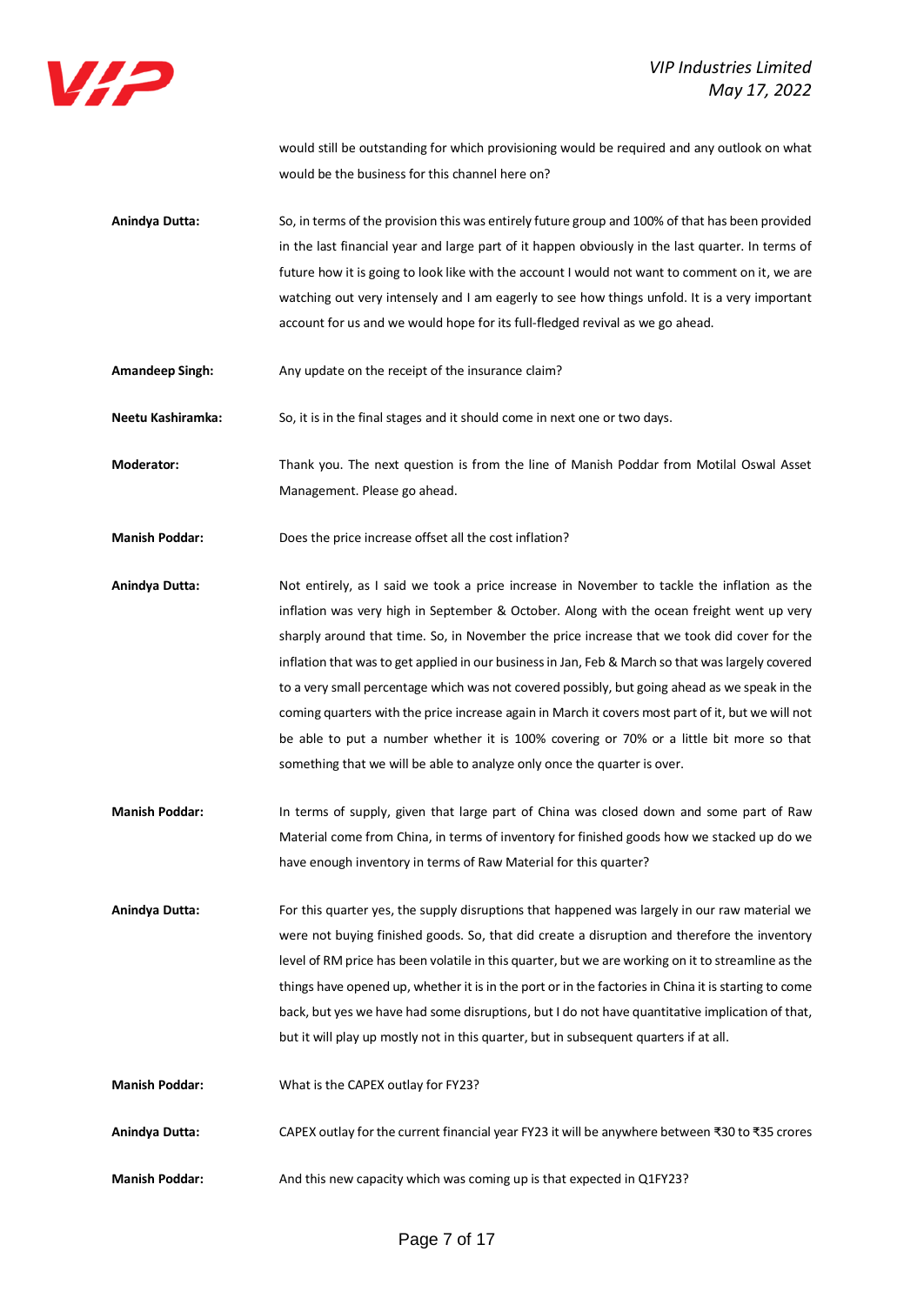would still be outstanding for which provisioning would be required and any outlook on what would be the business for this channel here on?

**Anindya Dutta:** So, in terms of the provision this was entirely future group and 100% of that has been provided in the last financial year and large part of it happen obviously in the last quarter. In terms of future how it is going to look like with the account I would not want to comment on it, we are watching out very intensely and I am eagerly to see how things unfold. It is a very important account for us and we would hope for its full-fledged revival as we go ahead.

**Amandeep Singh:** Any update on the receipt of the insurance claim?

**Neetu Kashiramka:** So, it is in the final stages and it should come in next one or two days.

**Moderator:** Thank you. The next question is from the line of Manish Poddar from Motilal Oswal Asset Management. Please go ahead.

**Manish Poddar:** Does the price increase offset all the cost inflation?

**Anindya Dutta:** Not entirely, as I said we took a price increase in November to tackle the inflation as the inflation was very high in September & October. Along with the ocean freight went up very sharply around that time. So, in November the price increase that we took did cover for the inflation that was to get applied in our business in Jan, Feb & March so that was largely covered to a very small percentage which was not covered possibly, but going ahead as we speak in the coming quarters with the price increase again in March it covers most part of it, but we will not be able to put a number whether it is 100% covering or 70% or a little bit more so that something that we will be able to analyze only once the quarter is over.

**Manish Poddar:** In terms of supply, given that large part of China was closed down and some part of Raw Material come from China, in terms of inventory for finished goods how we stacked up do we have enough inventory in terms of Raw Material for this quarter?

**Anindya Dutta:** For this quarter yes, the supply disruptions that happened was largely in our raw material we were not buying finished goods. So, that did create a disruption and therefore the inventory level of RM price has been volatile in this quarter, but we are working on it to streamline as the things have opened up, whether it is in the port or in the factories in China it is starting to come back, but yes we have had some disruptions, but I do not have quantitative implication of that, but it will play up mostly not in this quarter, but in subsequent quarters if at all.

**Manish Poddar:** What is the CAPEX outlay for FY23?

**Anindya Dutta:** CAPEX outlay for the current financial year FY23 it will be anywhere between ₹30 to ₹35 crores

**Manish Poddar:** And this new capacity which was coming up is that expected in Q1FY23?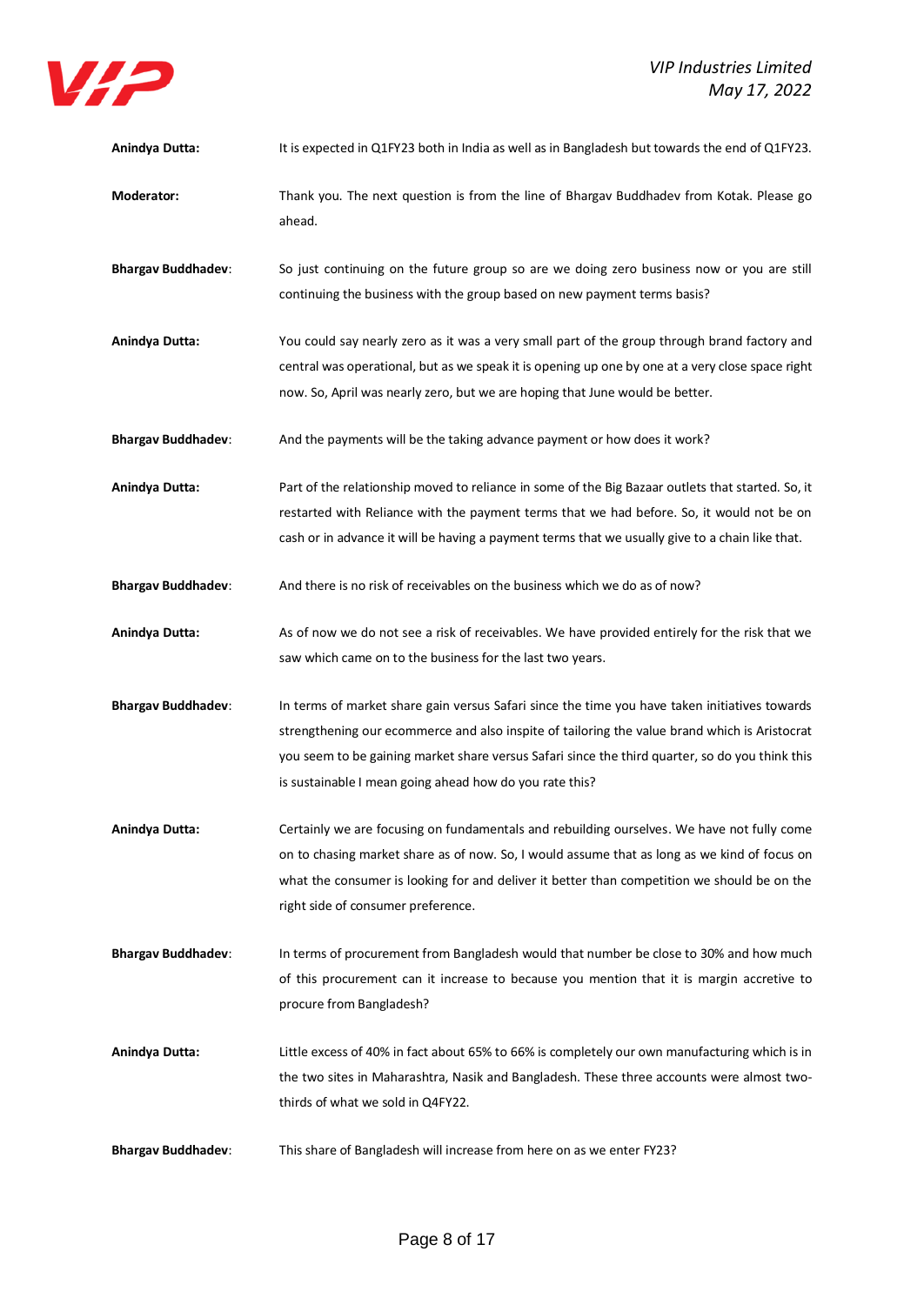**Anindya Dutta:** It is expected in Q1FY23 both in India as well as in Bangladesh but towards the end of Q1FY23.

**Moderator:** Thank you. The next question is from the line of Bhargav Buddhadev from Kotak. Please go ahead.

**Bhargav Buddhadev**: So just continuing on the future group so are we doing zero business now or you are still continuing the business with the group based on new payment terms basis?

**Anindya Dutta:** You could say nearly zero as it was a very small part of the group through brand factory and central was operational, but as we speak it is opening up one by one at a very close space right now. So, April was nearly zero, but we are hoping that June would be better.

**Bhargav Buddhadev**: And the payments will be the taking advance payment or how does it work?

**Anindya Dutta:** Part of the relationship moved to reliance in some of the Big Bazaar outlets that started. So, it restarted with Reliance with the payment terms that we had before. So, it would not be on cash or in advance it will be having a payment terms that we usually give to a chain like that.

**Bhargav Buddhadev**: And there is no risk of receivables on the business which we do as of now?

**Anindya Dutta:** As of now we do not see a risk of receivables. We have provided entirely for the risk that we saw which came on to the business for the last two years.

**Bhargav Buddhadev**: In terms of market share gain versus Safari since the time you have taken initiatives towards strengthening our ecommerce and also inspite of tailoring the value brand which is Aristocrat you seem to be gaining market share versus Safari since the third quarter, so do you think this is sustainable I mean going ahead how do you rate this?

**Anindya Dutta:** Certainly we are focusing on fundamentals and rebuilding ourselves. We have not fully come on to chasing market share as of now. So, I would assume that as long as we kind of focus on what the consumer is looking for and deliver it better than competition we should be on the right side of consumer preference.

**Bhargav Buddhadev**: In terms of procurement from Bangladesh would that number be close to 30% and how much of this procurement can it increase to because you mention that it is margin accretive to procure from Bangladesh?

**Anindya Dutta:** Little excess of 40% in fact about 65% to 66% is completely our own manufacturing which is in the two sites in Maharashtra, Nasik and Bangladesh. These three accounts were almost two-thirds of what we sold in Q4FY22.

**Bhargav Buddhadev**: This share of Bangladesh will increase from here on as we enter FY23?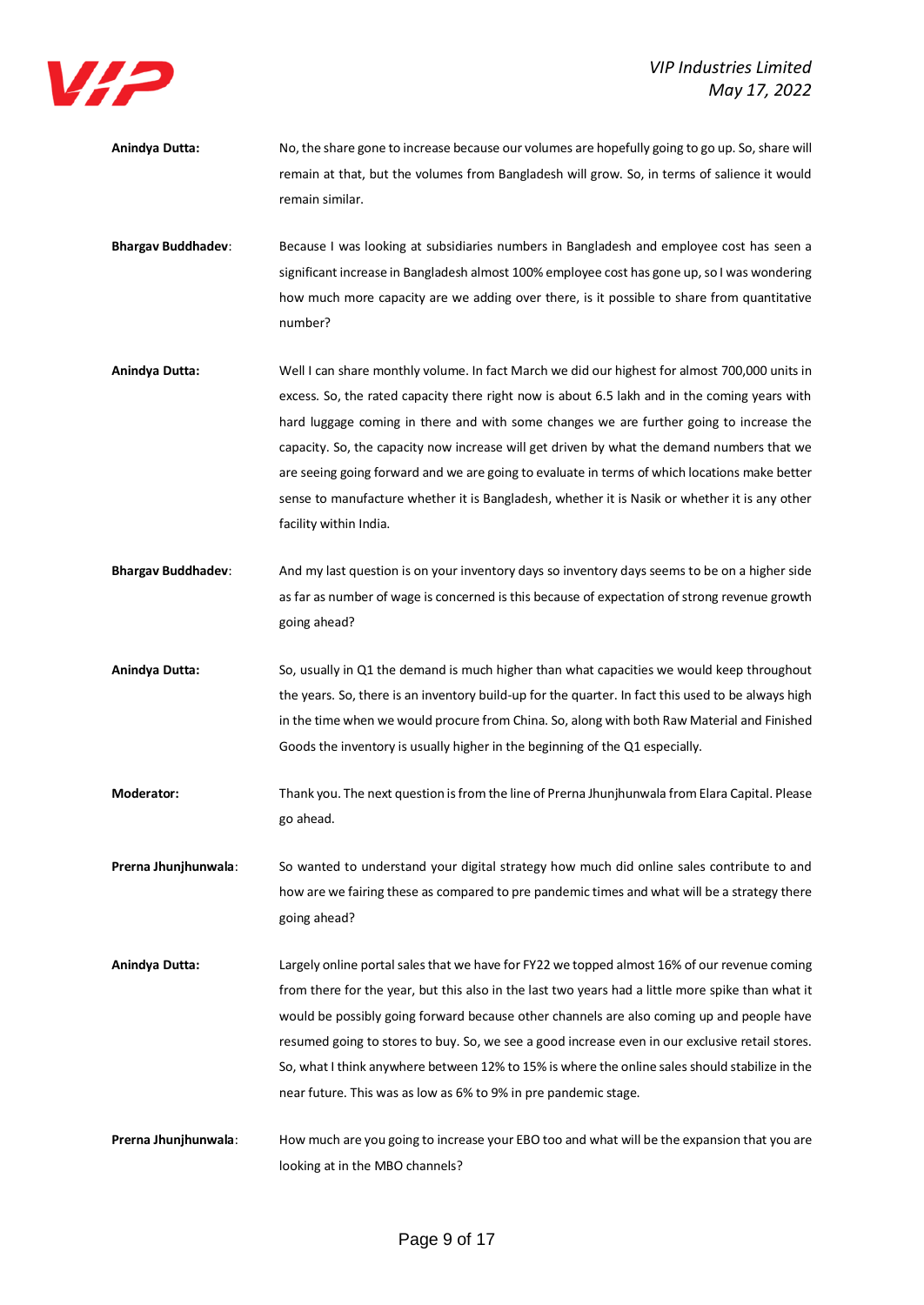**Anindya Dutta:** No, the share gone to increase because our volumes are hopefully going to go up. So, share will remain at that, but the volumes from Bangladesh will grow. So, in terms of salience it would remain similar.

**Bhargav Buddhadev**: Because I was looking at subsidiaries numbers in Bangladesh and employee cost has seen a significant increase in Bangladesh almost 100% employee cost has gone up, so I was wondering how much more capacity are we adding over there, is it possible to share from quantitative number?

**Anindya Dutta:** Well I can share monthly volume. In fact March we did our highest for almost 700,000 units in excess. So, the rated capacity there right now is about 6.5 lakh and in the coming years with hard luggage coming in there and with some changes we are further going to increase the capacity. So, the capacity now increase will get driven by what the demand numbers that we are seeing going forward and we are going to evaluate in terms of which locations make better sense to manufacture whether it is Bangladesh, whether it is Nasik or whether it is any other facility within India.

**Bhargav Buddhadev**: And my last question is on your inventory days so inventory days seems to be on a higher side as far as number of wage is concerned is this because of expectation of strong revenue growth going ahead?

**Anindya Dutta:** So, usually in Q1 the demand is much higher than what capacities we would keep throughout the years. So, there is an inventory build-up for the quarter. In fact this used to be always high in the time when we would procure from China. So, along with both Raw Material and Finished Goods the inventory is usually higher in the beginning of the Q1 especially.

**Moderator:** Thank you. The next question is from the line of Prerna Jhunjhunwala from Elara Capital. Please go ahead.

**Prerna Jhunjhunwala**: So wanted to understand your digital strategy how much did online sales contribute to and how are we fairing these as compared to pre pandemic times and what will be a strategy there going ahead?

**Anindya Dutta:** Largely online portal sales that we have for FY22 we topped almost 16% of our revenue coming from there for the year, but this also in the last two years had a little more spike than what it would be possibly going forward because other channels are also coming up and people have resumed going to stores to buy. So, we see a good increase even in our exclusive retail stores. So, what I think anywhere between 12% to 15% is where the online sales should stabilize in the near future. This was as low as 6% to 9% in pre pandemic stage.

**Prerna Jhunjhunwala**: How much are you going to increase your EBO too and what will be the expansion that you are looking at in the MBO channels?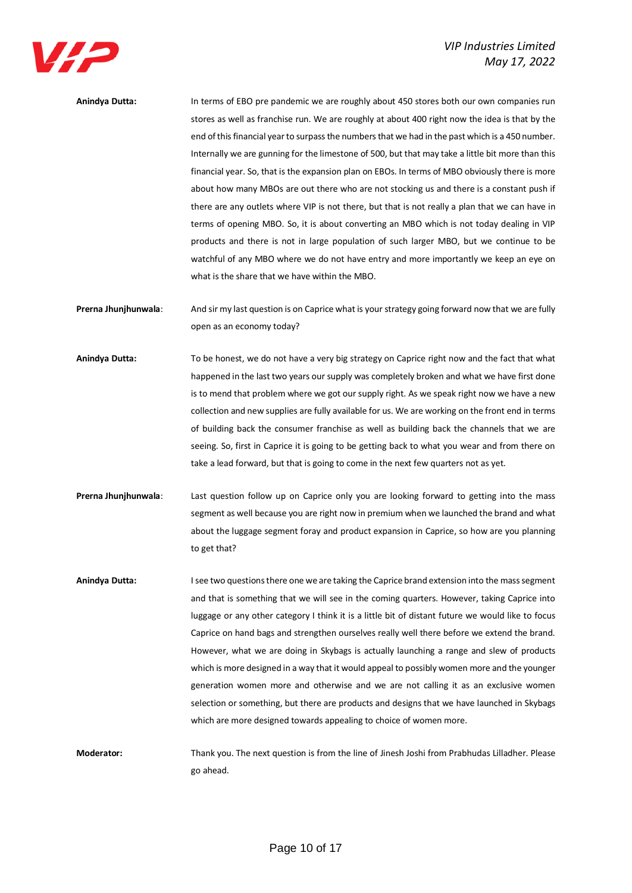**Anindya Dutta:** In terms of EBO pre pandemic we are roughly about 450 stores both our own companies run stores as well as franchise run. We are roughly at about 400 right now the idea is that by the end of this financial year to surpass the numbers that we had in the past which is a 450 number. Internally we are gunning for the limestone of 500, but that may take a little bit more than this financial year. So, that is the expansion plan on EBOs. In terms of MBO obviously there is more about how many MBOs are out there who are not stocking us and there is a constant push if there are any outlets where VIP is not there, but that is not really a plan that we can have in terms of opening MBO. So, it is about converting an MBO which is not today dealing in VIP products and there is not in large population of such larger MBO, but we continue to be watchful of any MBO where we do not have entry and more importantly we keep an eye on what is the share that we have within the MBO.

**Prerna Jhunjhunwala**: And sir my last question is on Caprice what is your strategy going forward now that we are fully open as an economy today?

**Anindya Dutta:** To be honest, we do not have a very big strategy on Caprice right now and the fact that what happened in the last two years our supply was completely broken and what we have first done is to mend that problem where we got our supply right. As we speak right now we have a new collection and new supplies are fully available for us. We are working on the front end in terms of building back the consumer franchise as well as building back the channels that we are seeing. So, first in Caprice it is going to be getting back to what you wear and from there on take a lead forward, but that is going to come in the next few quarters not as yet.

**Prerna Jhunjhunwala**: Last question follow up on Caprice only you are looking forward to getting into the mass segment as well because you are right now in premium when we launched the brand and what about the luggage segment foray and product expansion in Caprice, so how are you planning to get that?

**Anindya Dutta:** I see two questions there one we are taking the Caprice brand extension into the mass segment and that is something that we will see in the coming quarters. However, taking Caprice into luggage or any other category I think it is a little bit of distant future we would like to focus Caprice on hand bags and strengthen ourselves really well there before we extend the brand. However, what we are doing in Skybags is actually launching a range and slew of products which is more designed in a way that it would appeal to possibly women more and the younger generation women more and otherwise and we are not calling it as an exclusive women selection or something, but there are products and designs that we have launched in Skybags which are more designed towards appealing to choice of women more.

**Moderator:** Thank you. The next question is from the line of Jinesh Joshi from Prabhudas Lilladher. Please go ahead.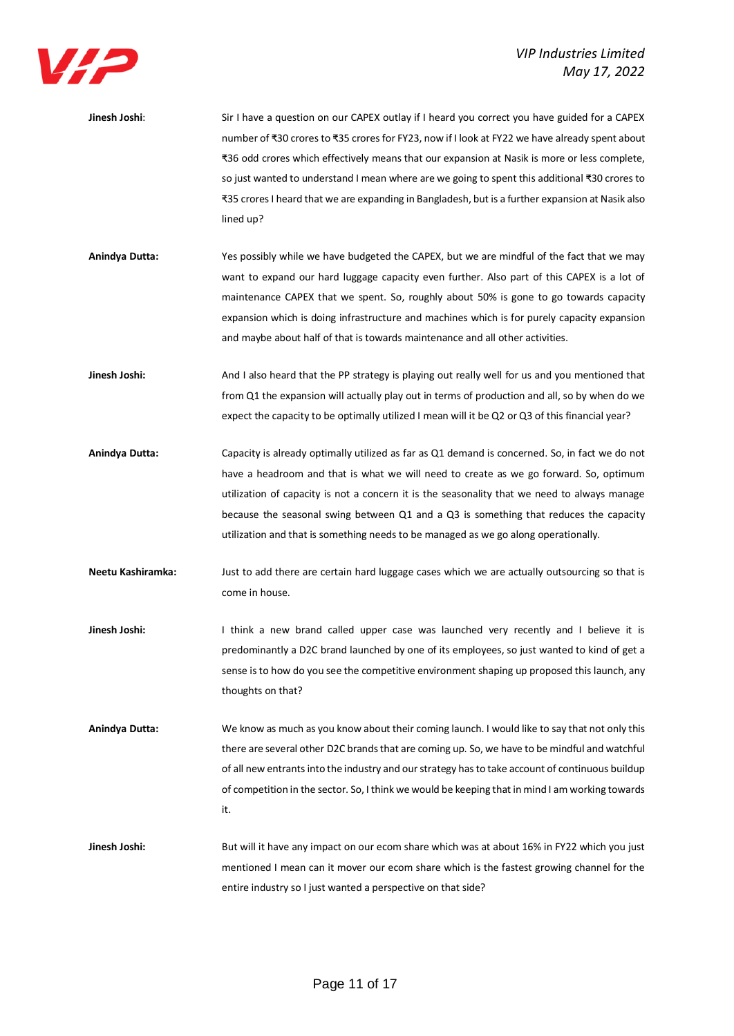**Jinesh Joshi**: Sir I have a question on our CAPEX outlay if I heard you correct you have guided for a CAPEX number of ₹30 crores to ₹35 crores for FY23, now if I look at FY22 we have already spent about ₹36 odd crores which effectively means that our expansion at Nasik is more or less complete, so just wanted to understand I mean where are we going to spent this additional ₹30 crores to ₹35 crores I heard that we are expanding in Bangladesh, but is a further expansion at Nasik also lined up?

**Anindya Dutta:** Yes possibly while we have budgeted the CAPEX, but we are mindful of the fact that we may want to expand our hard luggage capacity even further. Also part of this CAPEX is a lot of maintenance CAPEX that we spent. So, roughly about 50% is gone to go towards capacity expansion which is doing infrastructure and machines which is for purely capacity expansion and maybe about half of that is towards maintenance and all other activities.

**Jinesh Joshi:** And I also heard that the PP strategy is playing out really well for us and you mentioned that from Q1 the expansion will actually play out in terms of production and all, so by when do we expect the capacity to be optimally utilized I mean will it be Q2 or Q3 of this financial year?

**Anindya Dutta:** Capacity is already optimally utilized as far as Q1 demand is concerned. So, in fact we do not have a headroom and that is what we will need to create as we go forward. So, optimum utilization of capacity is not a concern it is the seasonality that we need to always manage because the seasonal swing between Q1 and a Q3 is something that reduces the capacity utilization and that is something needs to be managed as we go along operationally.

**Neetu Kashiramka:** Just to add there are certain hard luggage cases which we are actually outsourcing so that is come in house.

**Jinesh Joshi:** I think a new brand called upper case was launched very recently and I believe it is predominantly a D2C brand launched by one of its employees, so just wanted to kind of get a sense is to how do you see the competitive environment shaping up proposed this launch, any thoughts on that?

**Anindya Dutta:** We know as much as you know about their coming launch. I would like to say that not only this there are several other D2C brands that are coming up. So, we have to be mindful and watchful of all new entrants into the industry and our strategy has to take account of continuous buildup of competition in the sector. So, I think we would be keeping that in mind I am working towards it.

**Jinesh Joshi:** But will it have any impact on our ecom share which was at about 16% in FY22 which you just mentioned I mean can it mover our ecom share which is the fastest growing channel for the entire industry so I just wanted a perspective on that side?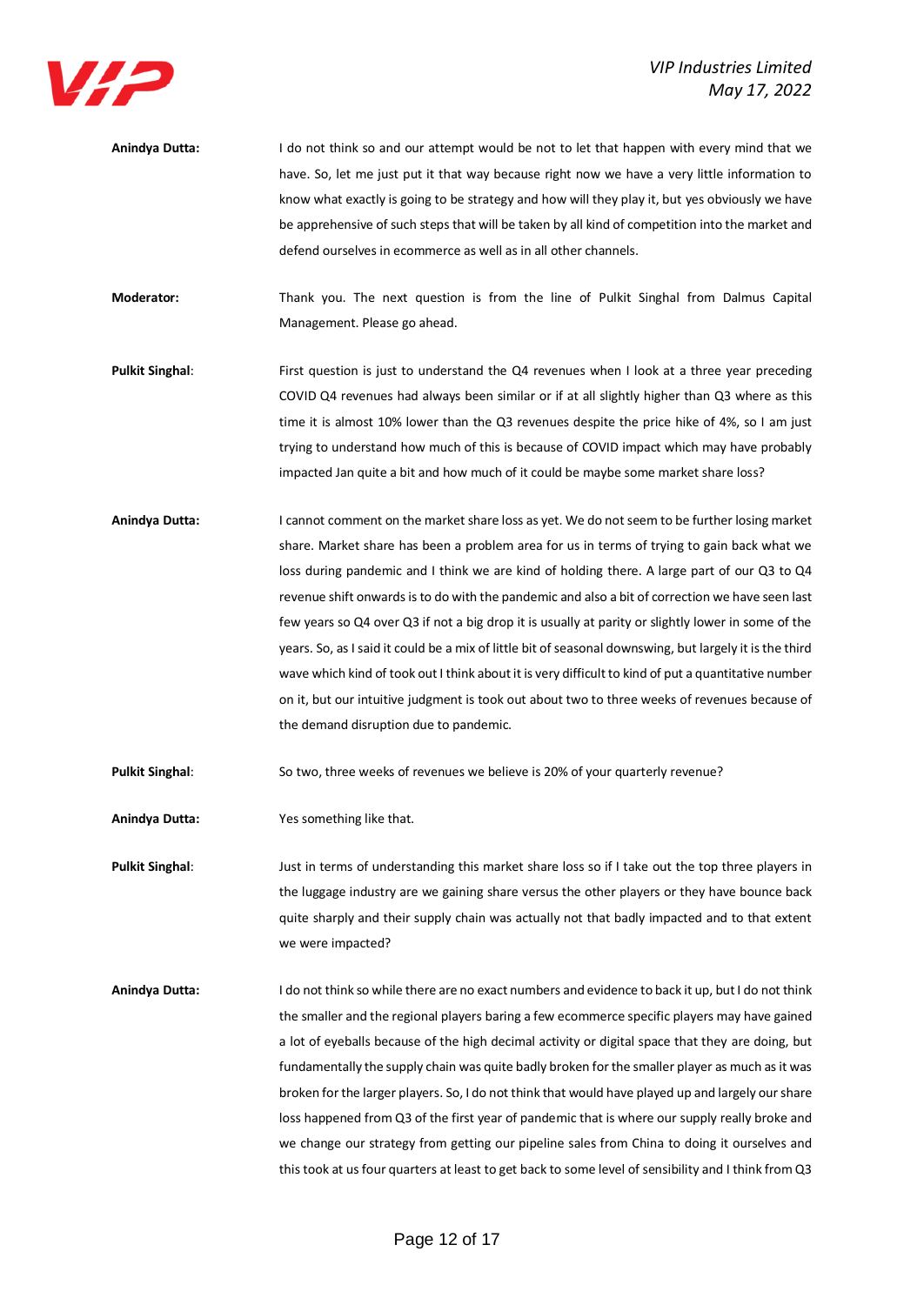**Anindya Dutta:** I do not think so and our attempt would be not to let that happen with every mind that we have. So, let me just put it that way because right now we have a very little information to know what exactly is going to be strategy and how will they play it, but yes obviously we have be apprehensive of such steps that will be taken by all kind of competition into the market and defend ourselves in ecommerce as well as in all other channels.

**Moderator:** Thank you. The next question is from the line of Pulkit Singhal from Dalmus Capital Management. Please go ahead.

**Pulkit Singhal:** First question is just to understand the Q4 revenues when I look at a three year preceding COVID Q4 revenues had always been similar or if at all slightly higher than Q3 where as this time it is almost 10% lower than the Q3 revenues despite the price hike of 4%, so I am just trying to understand how much of this is because of COVID impact which may have probably impacted Jan quite a bit and how much of it could be maybe some market share loss?

**Anindya Dutta:** I cannot comment on the market share loss as yet. We do not seem to be further losing market share. Market share has been a problem area for us in terms of trying to gain back what we loss during pandemic and I think we are kind of holding there. A large part of our Q3 to Q4 revenue shift onwards is to do with the pandemic and also a bit of correction we have seen last few years so Q4 over Q3 if not a big drop it is usually at parity or slightly lower in some of the years. So, as I said it could be a mix of little bit of seasonal downswing, but largely it is the third wave which kind of took out I think about it is very difficult to kind of put a quantitative number on it, but our intuitive judgment is took out about two to three weeks of revenues because of the demand disruption due to pandemic.

**Pulkit Singhal:** So two, three weeks of revenues we believe is 20% of your quarterly revenue?

**Anindya Dutta:** Yes something like that.

**Pulkit Singhal:** Just in terms of understanding this market share loss so if I take out the top three players in the luggage industry are we gaining share versus the other players or they have bounce back quite sharply and their supply chain was actually not that badly impacted and to that extent we were impacted?

**Anindya Dutta:** I do not think so while there are no exact numbers and evidence to back it up, but I do not think the smaller and the regional players baring a few ecommerce specific players may have gained a lot of eyeballs because of the high decimal activity or digital space that they are doing, but fundamentally the supply chain was quite badly broken for the smaller player as much as it was broken for the larger players. So, I do not think that would have played up and largely our share loss happened from Q3 of the first year of pandemic that is where our supply really broke and we change our strategy from getting our pipeline sales from China to doing it ourselves and this took at us four quarters at least to get back to some level of sensibility and I think from Q3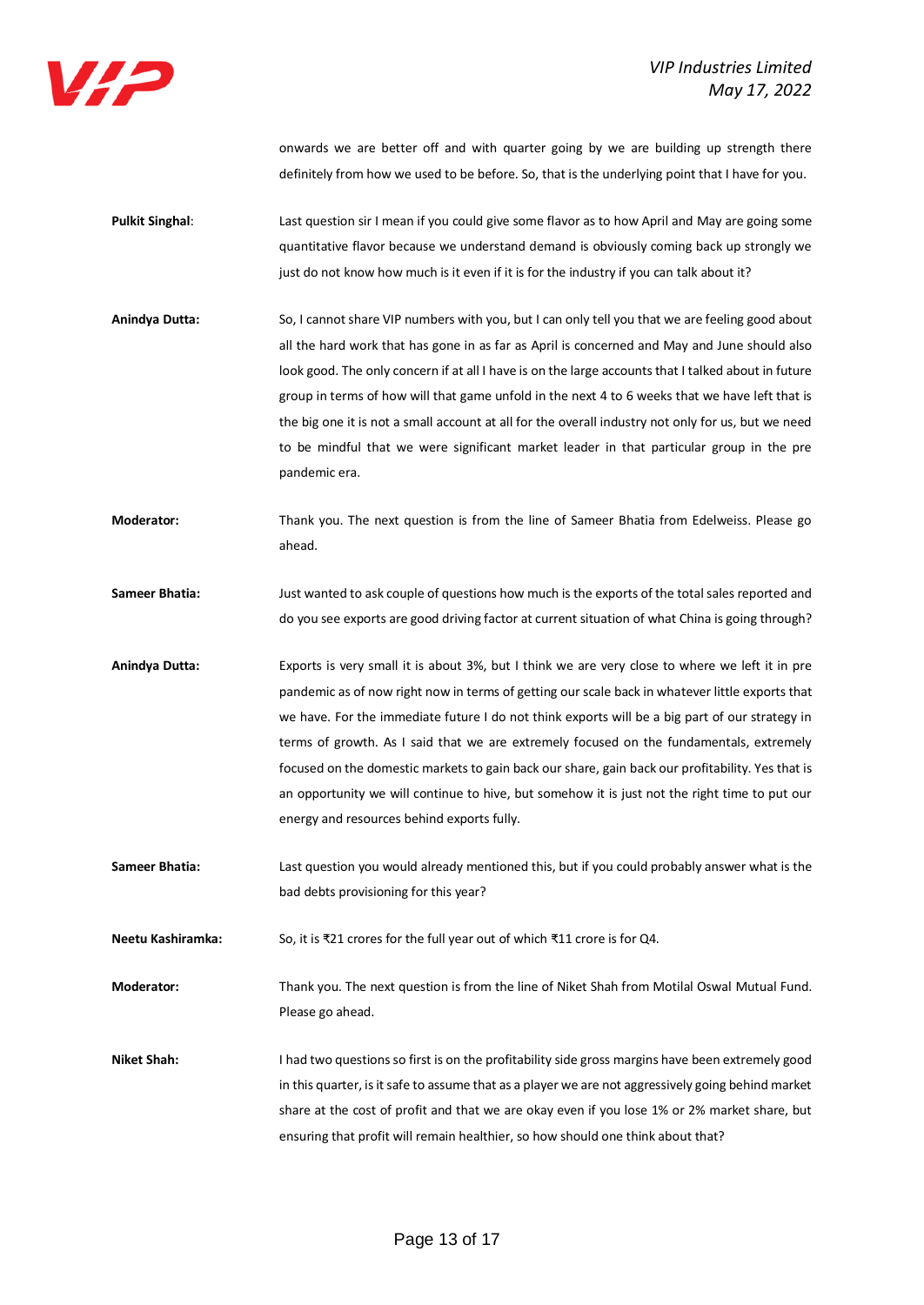onwards we are better off and with quarter going by we are building up strength there definitely from how we used to be before. So, that is the underlying point that I have for you.

**Pulkit Singhal**: Last question sir I mean if you could give some flavor as to how April and May are going some quantitative flavor because we understand demand is obviously coming back up strongly we just do not know how much is it even if it is for the industry if you can talk about it?

**Anindya Dutta:** So, I cannot share VIP numbers with you, but I can only tell you that we are feeling good about all the hard work that has gone in as far as April is concerned and May and June should also look good. The only concern if at all I have is on the large accounts that I talked about in future group in terms of how will that game unfold in the next 4 to 6 weeks that we have left that is the big one it is not a small account at all for the overall industry not only for us, but we need to be mindful that we were significant market leader in that particular group in the pre pandemic era.

**Moderator:** Thank you. The next question is from the line of Sameer Bhatia from Edelweiss. Please go ahead.

**Sameer Bhatia:** Just wanted to ask couple of questions how much is the exports of the total sales reported and do you see exports are good driving factor at current situation of what China is going through?

**Anindya Dutta:** Exports is very small it is about 3%, but I think we are very close to where we left it in pre pandemic as of now right now in terms of getting our scale back in whatever little exports that we have. For the immediate future I do not think exports will be a big part of our strategy in terms of growth. As I said that we are extremely focused on the fundamentals, extremely focused on the domestic markets to gain back our share, gain back our profitability. Yes that is an opportunity we will continue to hive, but somehow it is just not the right time to put our energy and resources behind exports fully.

**Sameer Bhatia:** Last question you would already mentioned this, but if you could probably answer what is the bad debts provisioning for this year?

**Neetu Kashiramka:** So, it is ₹21 crores for the full year out of which ₹11 crore is for Q4.

**Moderator:** Thank you. The next question is from the line of Niket Shah from Motilal Oswal Mutual Fund. Please go ahead.

**Niket Shah:** I had two questions so first is on the profitability side gross margins have been extremely good in this quarter, is it safe to assume that as a player we are not aggressively going behind market share at the cost of profit and that we are okay even if you lose 1% or 2% market share, but ensuring that profit will remain healthier, so how should one think about that?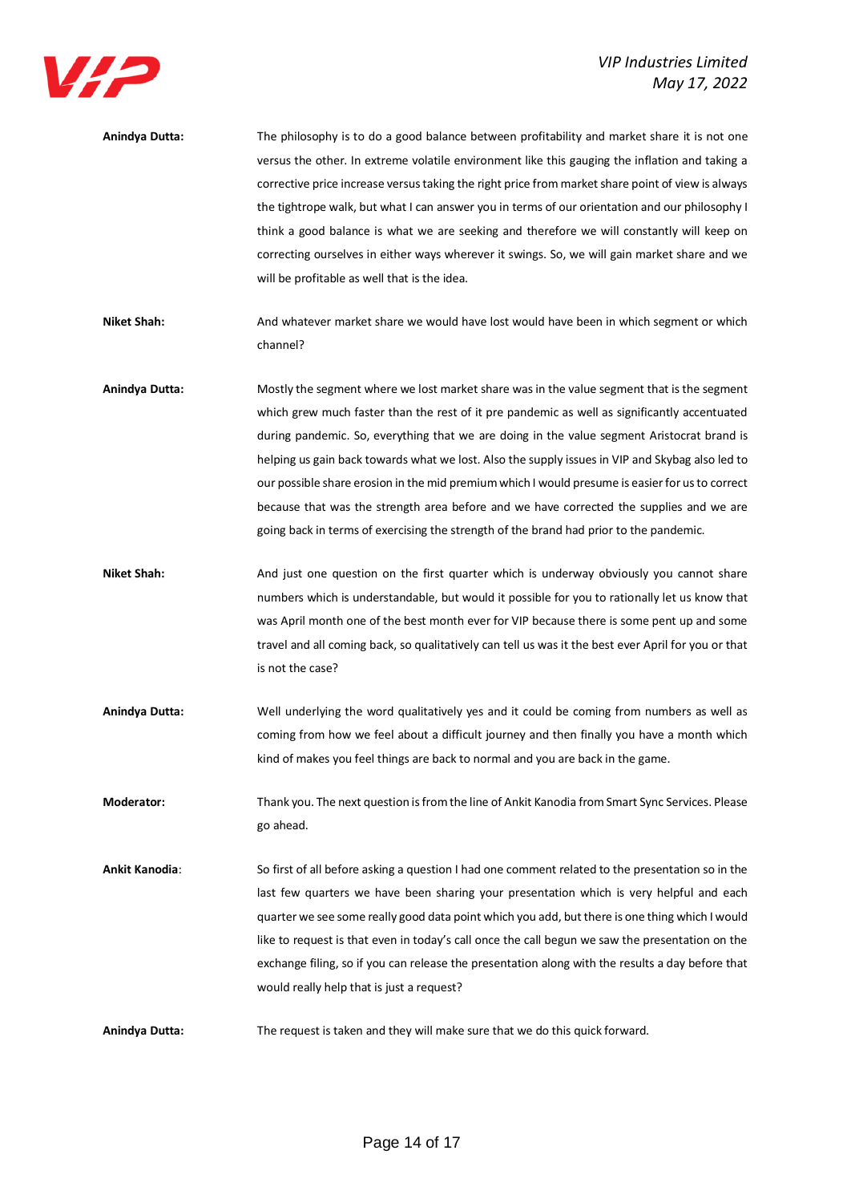**Anindya Dutta:** The philosophy is to do a good balance between profitability and market share it is not one versus the other. In extreme volatile environment like this gauging the inflation and taking a corrective price increase versus taking the right price from market share point of view is always the tightrope walk, but what I can answer you in terms of our orientation and our philosophy I think a good balance is what we are seeking and therefore we will constantly will keep on correcting ourselves in either ways wherever it swings. So, we will gain market share and we will be profitable as well that is the idea.

**Niket Shah:** And whatever market share we would have lost would have been in which segment or which channel?

**Anindya Dutta:** Mostly the segment where we lost market share was in the value segment that is the segment which grew much faster than the rest of it pre pandemic as well as significantly accentuated during pandemic. So, everything that we are doing in the value segment Aristocrat brand is helping us gain back towards what we lost. Also the supply issues in VIP and Skybag also led to our possible share erosion in the mid premium which I would presume is easier for us to correct because that was the strength area before and we have corrected the supplies and we are going back in terms of exercising the strength of the brand had prior to the pandemic.

**Niket Shah:** And just one question on the first quarter which is underway obviously you cannot share numbers which is understandable, but would it possible for you to rationally let us know that was April month one of the best month ever for VIP because there is some pent up and some travel and all coming back, so qualitatively can tell us was it the best ever April for you or that is not the case?

**Anindya Dutta:** Well underlying the word qualitatively yes and it could be coming from numbers as well as coming from how we feel about a difficult journey and then finally you have a month which kind of makes you feel things are back to normal and you are back in the game.

**Moderator:** Thank you. The next question is from the line of Ankit Kanodia from Smart Sync Services. Please go ahead.

**Ankit Kanodia:** So first of all before asking a question I had one comment related to the presentation so in the last few quarters we have been sharing your presentation which is very helpful and each quarter we see some really good data point which you add, but there is one thing which I would like to request is that even in today's call once the call begun we saw the presentation on the exchange filing, so if you can release the presentation along with the results a day before that would really help that is just a request?

**Anindya Dutta:** The request is taken and they will make sure that we do this quick forward.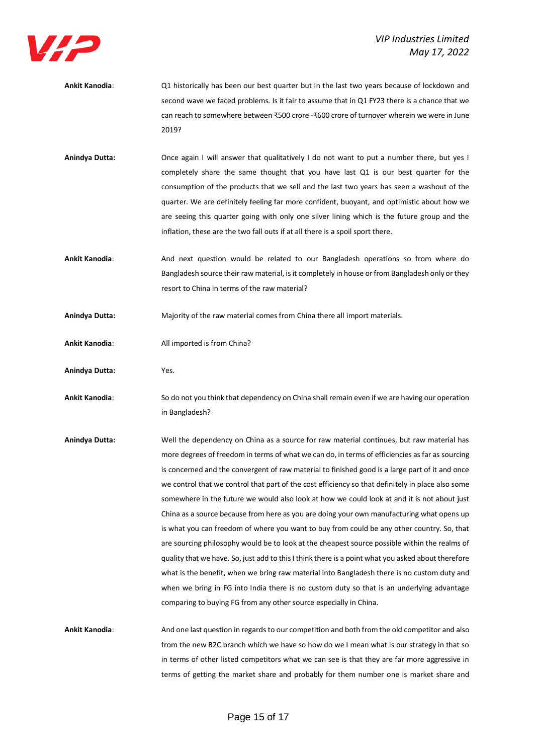**Ankit Kanodia**: Q1 historically has been our best quarter but in the last two years because of lockdown and second wave we faced problems. Is it fair to assume that in Q1 FY23 there is a chance that we can reach to somewhere between ₹500 crore -₹600 crore of turnover wherein we were in June 2019?

**Anindya Dutta:** Once again I will answer that qualitatively I do not want to put a number there, but yes I completely share the same thought that you have last Q1 is our best quarter for the consumption of the products that we sell and the last two years has seen a washout of the quarter. We are definitely feeling far more confident, buoyant, and optimistic about how we are seeing this quarter going with only one silver lining which is the future group and the inflation, these are the two fall outs if at all there is a spoil sport there.

**Ankit Kanodia**: And next question would be related to our Bangladesh operations so from where do Bangladesh source their raw material, is it completely in house or from Bangladesh only or they resort to China in terms of the raw material?

**Anindya Dutta:** Majority of the raw material comes from China there all import materials.

**Ankit Kanodia**: All imported is from China?

**Anindya Dutta:** Yes.

**Ankit Kanodia**: So do not you think that dependency on China shall remain even if we are having our operation in Bangladesh?

**Anindya Dutta:** Well the dependency on China as a source for raw material continues, but raw material has more degrees of freedom in terms of what we can do, in terms of efficiencies as far as sourcing is concerned and the convergent of raw material to finished good is a large part of it and once we control that we control that part of the cost efficiency so that definitely in place also some somewhere in the future we would also look at how we could look at and it is not about just China as a source because from here as you are doing your own manufacturing what opens up is what you can freedom of where you want to buy from could be any other country. So, that are sourcing philosophy would be to look at the cheapest source possible within the realms of quality that we have. So, just add to this I think there is a point what you asked about therefore what is the benefit, when we bring raw material into Bangladesh there is no custom duty and when we bring in FG into India there is no custom duty so that is an underlying advantage comparing to buying FG from any other source especially in China.

**Ankit Kanodia**: And one last question in regards to our competition and both from the old competitor and also from the new B2C branch which we have so how do we I mean what is our strategy in that so in terms of other listed competitors what we can see is that they are far more aggressive in terms of getting the market share and probably for them number one is market share and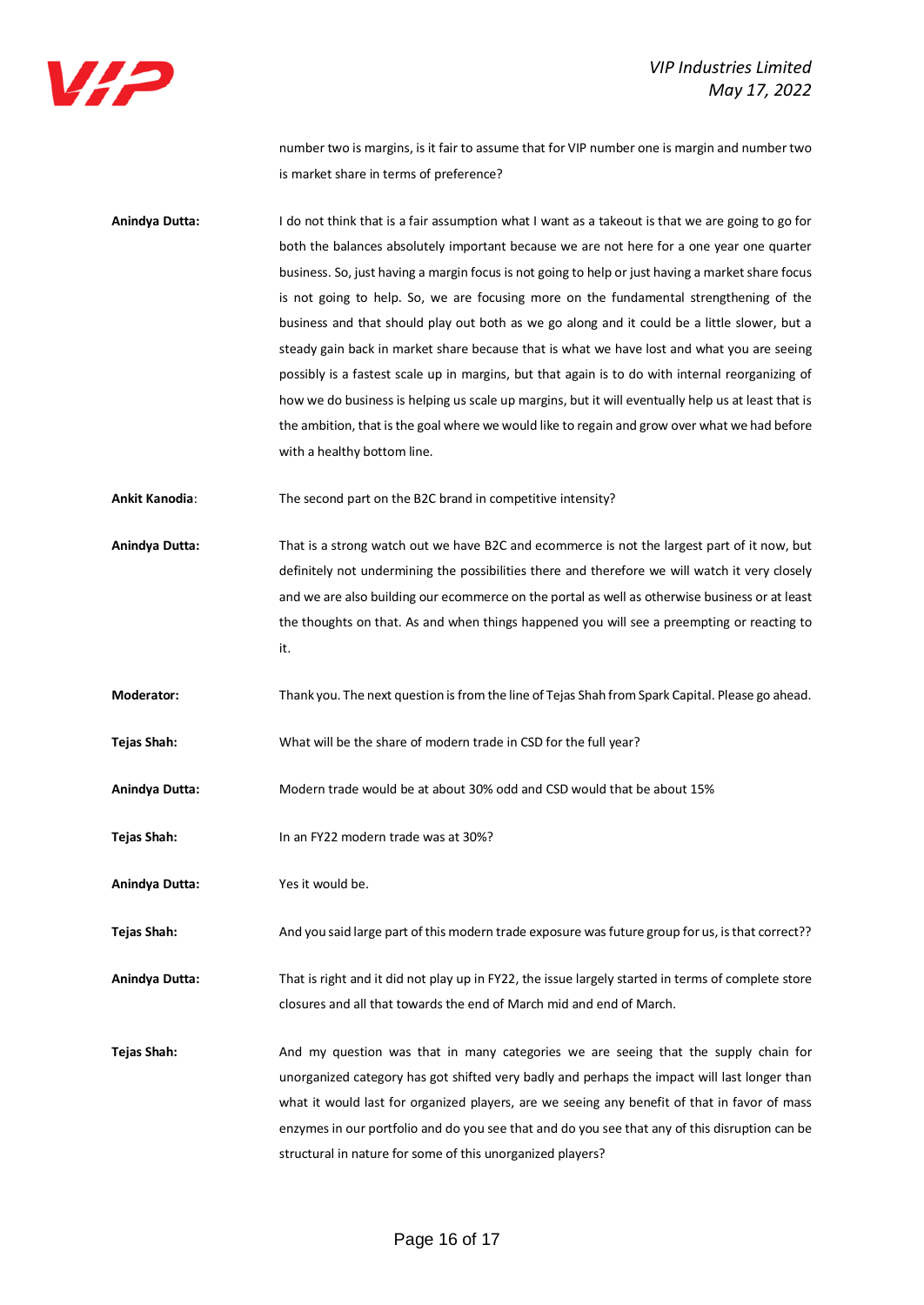number two is margins, is it fair to assume that for VIP number one is margin and number two is market share in terms of preference?

**Anindya Dutta:** I do not think that is a fair assumption what I want as a takeout is that we are going to go for both the balances absolutely important because we are not here for a one year one quarter business. So, just having a margin focus is not going to help or just having a market share focus is not going to help. So, we are focusing more on the fundamental strengthening of the business and that should play out both as we go along and it could be a little slower, but a steady gain back in market share because that is what we have lost and what you are seeing possibly is a fastest scale up in margins, but that again is to do with internal reorganizing of how we do business is helping us scale up margins, but it will eventually help us at least that is the ambition, that is the goal where we would like to regain and grow over what we had before with a healthy bottom line.

**Ankit Kanodia:** The second part on the B2C brand in competitive intensity?

**Anindya Dutta:** That is a strong watch out we have B2C and ecommerce is not the largest part of it now, but definitely not undermining the possibilities there and therefore we will watch it very closely and we are also building our ecommerce on the portal as well as otherwise business or at least the thoughts on that. As and when things happened you will see a preempting or reacting to it.

**Moderator:** Thank you. The next question is from the line of Tejas Shah from Spark Capital. Please go ahead.

**Tejas Shah:** What will be the share of modern trade in CSD for the full year?

**Anindya Dutta:** Modern trade would be at about 30% odd and CSD would that be about 15%

**Tejas Shah:** In an FY22 modern trade was at 30%?

**Anindya Dutta:** Yes it would be.

**Tejas Shah:** And you said large part of this modern trade exposure was future group for us, is that correct??

**Anindya Dutta:** That is right and it did not play up in FY22, the issue largely started in terms of complete store closures and all that towards the end of March mid and end of March.

**Tejas Shah:** And my question was that in many categories we are seeing that the supply chain for unorganized category has got shifted very badly and perhaps the impact will last longer than what it would last for organized players, are we seeing any benefit of that in favor of mass enzymes in our portfolio and do you see that and do you see that any of this disruption can be structural in nature for some of this unorganized players?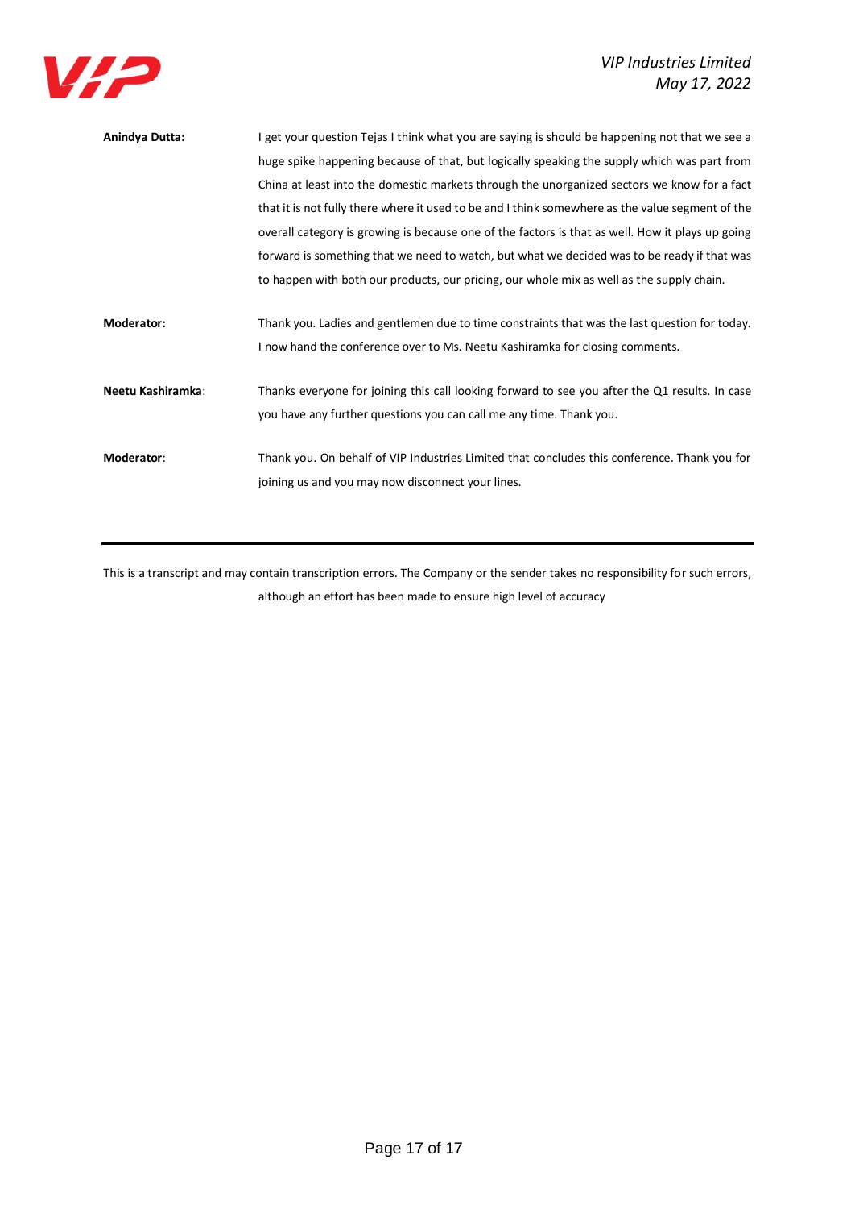**Anindya Dutta:** I get your question Tejas I think what you are saying is should be happening not that we see a huge spike happening because of that, but logically speaking the supply which was part from China at least into the domestic markets through the unorganized sectors we know for a fact that it is not fully there where it used to be and I think somewhere as the value segment of the overall category is growing is because one of the factors is that as well. How it plays up going forward is something that we need to watch, but what we decided was to be ready if that was to happen with both our products, our pricing, our whole mix as well as the supply chain.

**Moderator:** Thank you. Ladies and gentlemen due to time constraints that was the last question for today. I now hand the conference over to Ms. Neetu Kashiramka for closing comments.

**Neetu Kashiramka**: Thanks everyone for joining this call looking forward to see you after the Q1 results. In case you have any further questions you can call me any time. Thank you.

**Moderator**: Thank you. On behalf of VIP Industries Limited that concludes this conference. Thank you for joining us and you may now disconnect your lines.

---

This is a transcript and may contain transcription errors. The Company or the sender takes no responsibility for such errors, although an effort has been made to ensure high level of accuracy